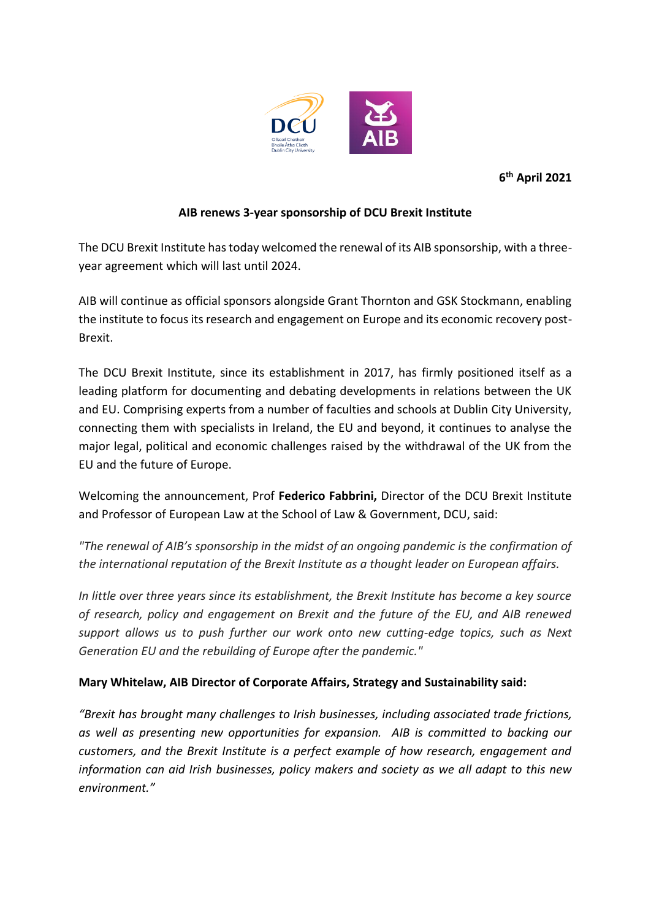6th April 2021

**AIB renews 3-year sponsorship of DCU Brexit Institute**

The DCU Brexit Institute has today welcomed the renewal of its AIB sponsorship, with a three-year agreement which will last until 2024.

AIB will continue as official sponsors alongside Grant Thornton and GSK Stockmann, enabling the institute to focus its research and engagement on Europe and its economic recovery post-Brexit.

The DCU Brexit Institute, since its establishment in 2017, has firmly positioned itself as a leading platform for documenting and debating developments in relations between the UK and EU. Comprising experts from a number of faculties and schools at Dublin City University, connecting them with specialists in Ireland, the EU and beyond, it continues to analyse the major legal, political and economic challenges raised by the withdrawal of the UK from the EU and the future of Europe.

Welcoming the announcement, Prof **Federico Fabbrini,** Director of the DCU Brexit Institute and Professor of European Law at the School of Law & Government, DCU, said:

*"The renewal of AIB's sponsorship in the midst of an ongoing pandemic is the confirmation of the international reputation of the Brexit Institute as a thought leader on European affairs.*

*In little over three years since its establishment, the Brexit Institute has become a key source of research, policy and engagement on Brexit and the future of the EU, and AIB renewed support allows us to push further our work onto new cutting-edge topics, such as Next Generation EU and the rebuilding of Europe after the pandemic."*

**Mary Whitelaw, AIB Director of Corporate Affairs, Strategy and Sustainability said:**

*"Brexit has brought many challenges to Irish businesses, including associated trade frictions, as well as presenting new opportunities for expansion. AIB is committed to backing our customers, and the Brexit Institute is a perfect example of how research, engagement and information can aid Irish businesses, policy makers and society as we all adapt to this new environment."*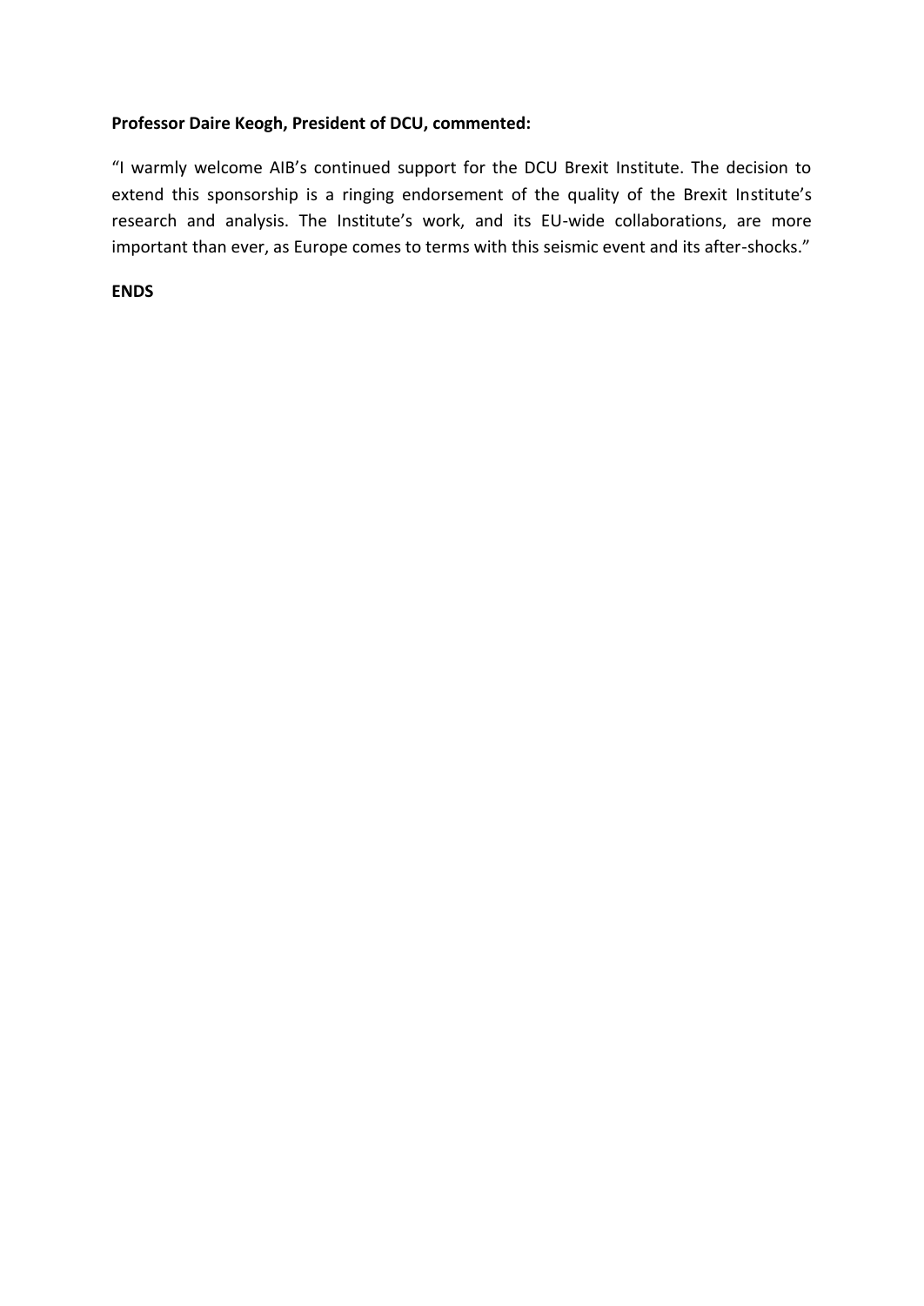**Professor Daire Keogh, President of DCU, commented:**

"I warmly welcome AIB's continued support for the DCU Brexit Institute. The decision to extend this sponsorship is a ringing endorsement of the quality of the Brexit Institute's research and analysis. The Institute's work, and its EU-wide collaborations, are more important than ever, as Europe comes to terms with this seismic event and its after-shocks."

**ENDS**